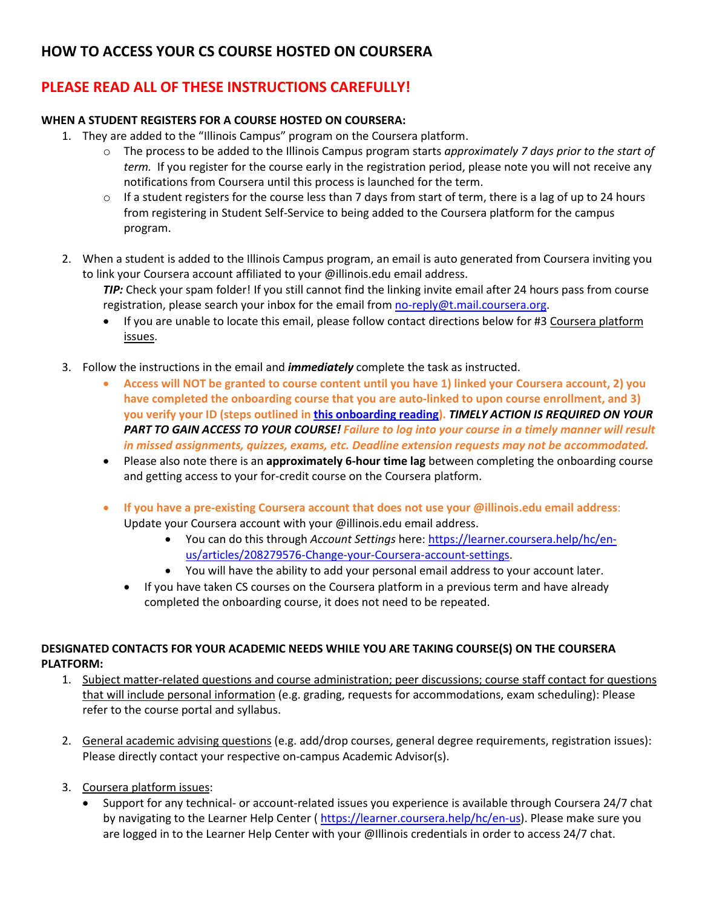# HOW TO ACCESS YOUR CS COURSE HOSTED ON COURSERA

## PLEASE READ ALL OF THESE INSTRUCTIONS CAREFULLY!

**WHEN A STUDENT REGISTERS FOR A COURSE HOSTED ON COURSERA:**

1. They are added to the "Illinois Campus" program on the Coursera platform.
   - The process to be added to the Illinois Campus program starts *approximately 7 days prior to the start of term.* If you register for the course early in the registration period, please note you will not receive any notifications from Coursera until this process is launched for the term.
   - If a student registers for the course less than 7 days from start of term, there is a lag of up to 24 hours from registering in Student Self-Service to being added to the Coursera platform for the campus program.

2. When a student is added to the Illinois Campus program, an email is auto generated from Coursera inviting you to link your Coursera account affiliated to your @illinois.edu email address.

   ***TIP:*** Check your spam folder! If you still cannot find the linking invite email after 24 hours pass from course registration, please search your inbox for the email from [no-reply@t.mail.coursera.org](mailto:no-reply@t.mail.coursera.org).
   - If you are unable to locate this email, please follow contact directions below for #3 Coursera platform issues.

3. Follow the instructions in the email and ***immediately*** complete the task as instructed.
   - **Access will NOT be granted to course content until you have 1) linked your Coursera account, 2) you have completed the onboarding course that you are auto-linked to upon course enrollment, and 3) you verify your ID (steps outlined in [this onboarding reading]()).** ***TIMELY ACTION IS REQUIRED ON YOUR PART TO GAIN ACCESS TO YOUR COURSE!*** ***Failure to log into your course in a timely manner will result in missed assignments, quizzes, exams, etc. Deadline extension requests may not be accommodated.***
   - Please also note there is an **approximately 6-hour time lag** between completing the onboarding course and getting access to your for-credit course on the Coursera platform.
   - **If you have a pre-existing Coursera account that does not use your @illinois.edu email address**: Update your Coursera account with your @illinois.edu email address.
     - You can do this through *Account Settings* here: [https://learner.coursera.help/hc/en-us/articles/208279576-Change-your-Coursera-account-settings](https://learner.coursera.help/hc/en-us/articles/208279576-Change-your-Coursera-account-settings).
     - You will have the ability to add your personal email address to your account later.
   - If you have taken CS courses on the Coursera platform in a previous term and have already completed the onboarding course, it does not need to be repeated.

**DESIGNATED CONTACTS FOR YOUR ACADEMIC NEEDS WHILE YOU ARE TAKING COURSE(S) ON THE COURSERA PLATFORM:**

1. Subject matter-related questions and course administration; peer discussions; course staff contact for questions that will include personal information (e.g. grading, requests for accommodations, exam scheduling): Please refer to the course portal and syllabus.

2. General academic advising questions (e.g. add/drop courses, general degree requirements, registration issues): Please directly contact your respective on-campus Academic Advisor(s).

3. Coursera platform issues:
   - Support for any technical- or account-related issues you experience is available through Coursera 24/7 chat by navigating to the Learner Help Center ( [https://learner.coursera.help/hc/en-us](https://learner.coursera.help/hc/en-us)). Please make sure you are logged in to the Learner Help Center with your @Illinois credentials in order to access 24/7 chat.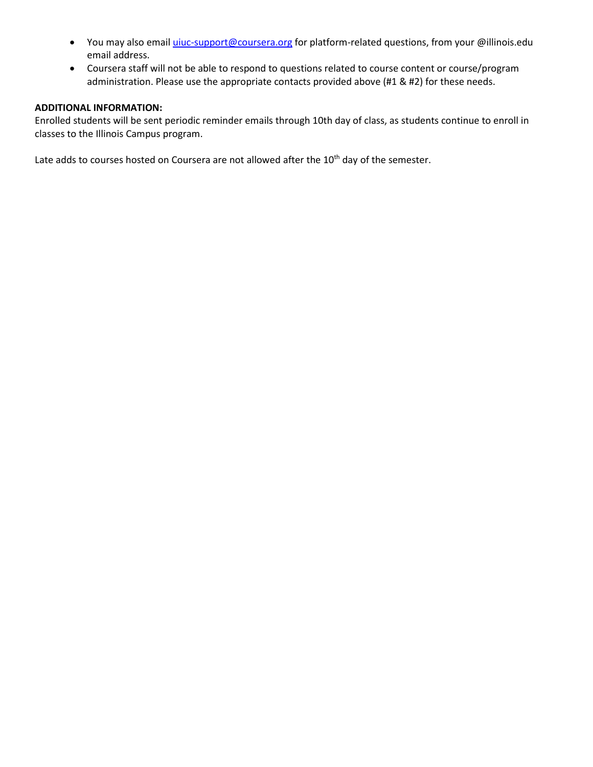- You may also email uiuc-support@coursera.org for platform-related questions, from your @illinois.edu email address.
- Coursera staff will not be able to respond to questions related to course content or course/program administration. Please use the appropriate contacts provided above (#1 & #2) for these needs.

**ADDITIONAL INFORMATION:**

Enrolled students will be sent periodic reminder emails through 10th day of class, as students continue to enroll in classes to the Illinois Campus program.

Late adds to courses hosted on Coursera are not allowed after the 10th day of the semester.